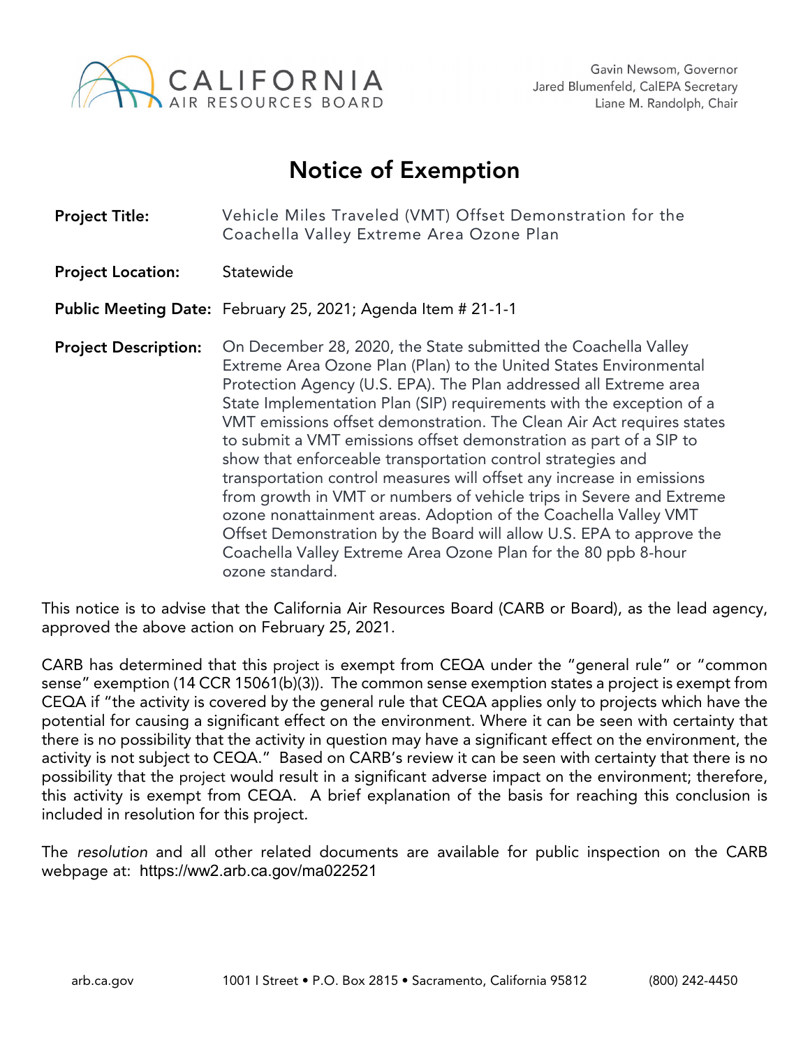CALIFORNIA AIR RESOURCES BOARD

Gavin Newsom, Governor
Jared Blumenfeld, CalEPA Secretary
Liane M. Randolph, Chair

# Notice of Exemption

**Project Title:** Vehicle Miles Traveled (VMT) Offset Demonstration for the Coachella Valley Extreme Area Ozone Plan

**Project Location:** Statewide

**Public Meeting Date:** February 25, 2021; Agenda Item # 21-1-1

**Project Description:** On December 28, 2020, the State submitted the Coachella Valley Extreme Area Ozone Plan (Plan) to the United States Environmental Protection Agency (U.S. EPA). The Plan addressed all Extreme area State Implementation Plan (SIP) requirements with the exception of a VMT emissions offset demonstration. The Clean Air Act requires states to submit a VMT emissions offset demonstration as part of a SIP to show that enforceable transportation control strategies and transportation control measures will offset any increase in emissions from growth in VMT or numbers of vehicle trips in Severe and Extreme ozone nonattainment areas. Adoption of the Coachella Valley VMT Offset Demonstration by the Board will allow U.S. EPA to approve the Coachella Valley Extreme Area Ozone Plan for the 80 ppb 8-hour ozone standard.

This notice is to advise that the California Air Resources Board (CARB or Board), as the lead agency, approved the above action on February 25, 2021.

CARB has determined that this project is exempt from CEQA under the "general rule" or "common sense" exemption (14 CCR 15061(b)(3)). The common sense exemption states a project is exempt from CEQA if "the activity is covered by the general rule that CEQA applies only to projects which have the potential for causing a significant effect on the environment. Where it can be seen with certainty that there is no possibility that the activity in question may have a significant effect on the environment, the activity is not subject to CEQA." Based on CARB's review it can be seen with certainty that there is no possibility that the project would result in a significant adverse impact on the environment; therefore, this activity is exempt from CEQA. A brief explanation of the basis for reaching this conclusion is included in resolution for this project.

The *resolution* and all other related documents are available for public inspection on the CARB webpage at: https://ww2.arb.ca.gov/ma022521

arb.ca.gov 1001 I Street • P.O. Box 2815 • Sacramento, California 95812 (800) 242-4450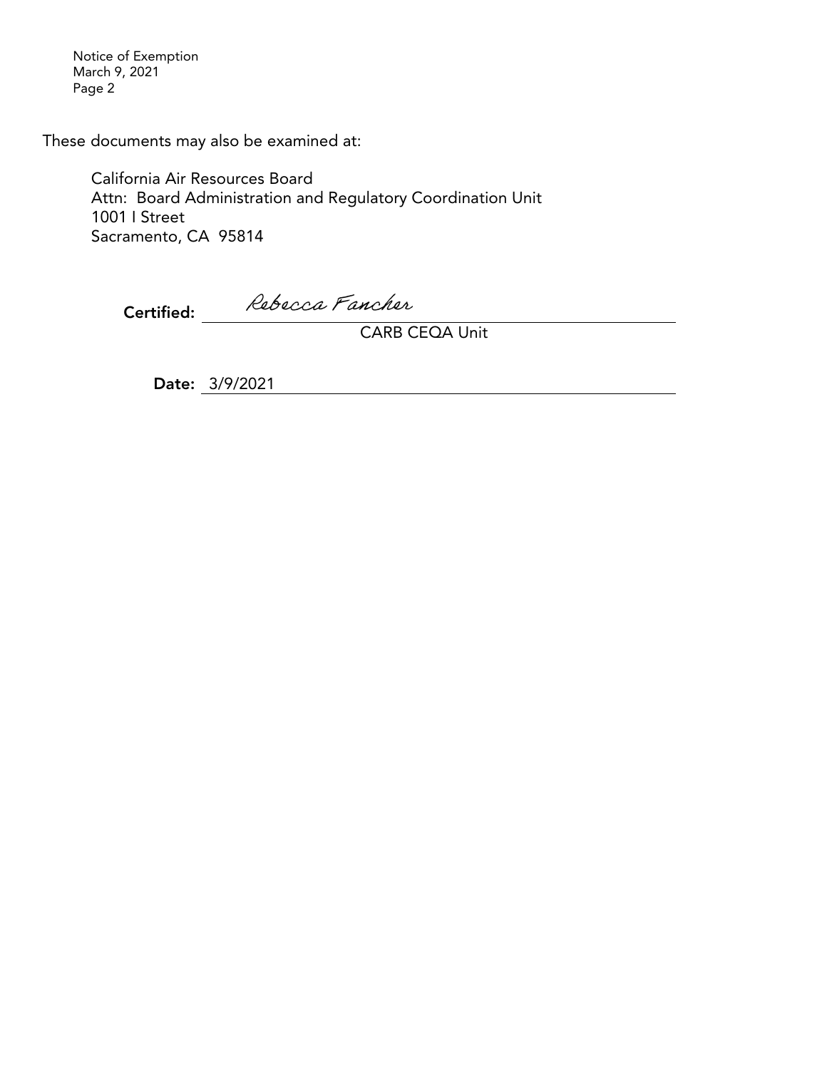These documents may also be examined at:

California Air Resources Board
Attn: Board Administration and Regulatory Coordination Unit
1001 I Street
Sacramento, CA 95814

**Certified:** Rebecca Fancher
CARB CEQA Unit

**Date:** 3/9/2021